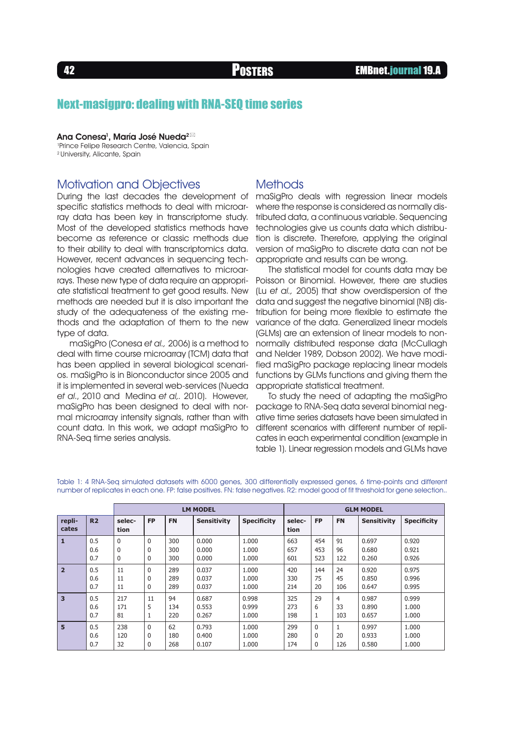# Next-masigpro: dealing with RNA-SEQ time series

**Ana Conesa[1], María José Nueda[2]**

[1]Prince Felipe Research Centre, Valencia, Spain
[2]University, Alicante, Spain

## Motivation and Objectives

During the last decades the development of specific statistics methods to deal with microarray data has been key in transcriptome study. Most of the developed statistics methods have become as reference or classic methods due to their ability to deal with transcriptomics data. However, recent advances in sequencing technologies have created alternatives to microarrays. These new type of data require an appropriate statistical treatment to get good results. New methods are needed but it is also important the study of the adequateness of the existing methods and the adaptation of them to the new type of data.

maSigPro (Conesa *et al.,* 2006) is a method to deal with time course microarray (TCM) data that has been applied in several biological scenarios. maSigPro is in Bioconductor since 2005 and it is implemented in several web-services (Nueda *et al.*, 2010 and Medina *et al,*. 2010). However, maSigPro has been designed to deal with normal microarray intensity signals, rather than with count data. In this work, we adapt maSigPro to RNA-Seq time series analysis.

## Methods

maSigPro deals with regression linear models where the response is considered as normally distributed data, a continuous variable. Sequencing technologies give us counts data which distribution is discrete. Therefore, applying the original version of maSigPro to discrete data can not be appropriate and results can be wrong.

The statistical model for counts data may be Poisson or Binomial. However, there are studies (Lu *et al.,* 2005) that show overdispersion of the data and suggest the negative binomial (NB) distribution for being more flexible to estimate the variance of the data. Generalized linear models (GLMs) are an extension of linear models to non-normally distributed response data (McCullagh and Nelder 1989, Dobson 2002). We have modified maSigPro package replacing linear models functions by GLMs functions and giving them the appropriate statistical treatment.

To study the need of adapting the maSigPro package to RNA-Seq data several binomial negative time series datasets have been simulated in different scenarios with different number of replicates in each experimental condition (example in table 1). Linear regression models and GLMs have

Table 1: 4 RNA-Seq simulated datasets with 6000 genes, 300 differentially expressed genes, 6 time-points and different number of replicates in each one. FP: false positives. FN: false negatives. R2: model good of fit threshold for gene selection..

| | | LM MODEL | | | | | GLM MODEL | | | | |
|---|---|---|---|---|---|---|---|---|---|---|---|
| **replicates** | **R2** | **selection** | **FP** | **FN** | **Sensitivity** | **Specificity** | **selection** | **FP** | **FN** | **Sensitivity** | **Specificity** |
| **1** | 0.5 | 0 | 0 | 300 | 0.000 | 1.000 | 663 | 454 | 91 | 0.697 | 0.920 |
| | 0.6 | 0 | 0 | 300 | 0.000 | 1.000 | 657 | 453 | 96 | 0.680 | 0.921 |
| | 0.7 | 0 | 0 | 300 | 0.000 | 1.000 | 601 | 523 | 122 | 0.260 | 0.926 |
| **2** | 0.5 | 11 | 0 | 289 | 0.037 | 1.000 | 420 | 144 | 24 | 0.920 | 0.975 |
| | 0.6 | 11 | 0 | 289 | 0.037 | 1.000 | 330 | 75 | 45 | 0.850 | 0.996 |
| | 0.7 | 11 | 0 | 289 | 0.037 | 1.000 | 214 | 20 | 106 | 0.647 | 0.995 |
| **3** | 0.5 | 217 | 11 | 94 | 0.687 | 0.998 | 325 | 29 | 4 | 0.987 | 0.999 |
| | 0.6 | 171 | 5 | 134 | 0.553 | 0.999 | 273 | 6 | 33 | 0.890 | 1.000 |
| | 0.7 | 81 | 1 | 220 | 0.267 | 1.000 | 198 | 1 | 103 | 0.657 | 1.000 |
| **5** | 0.5 | 238 | 0 | 62 | 0.793 | 1.000 | 299 | 0 | 1 | 0.997 | 1.000 |
| | 0.6 | 120 | 0 | 180 | 0.400 | 1.000 | 280 | 0 | 20 | 0.933 | 1.000 |
| | 0.7 | 32 | 0 | 268 | 0.107 | 1.000 | 174 | 0 | 126 | 0.580 | 1.000 |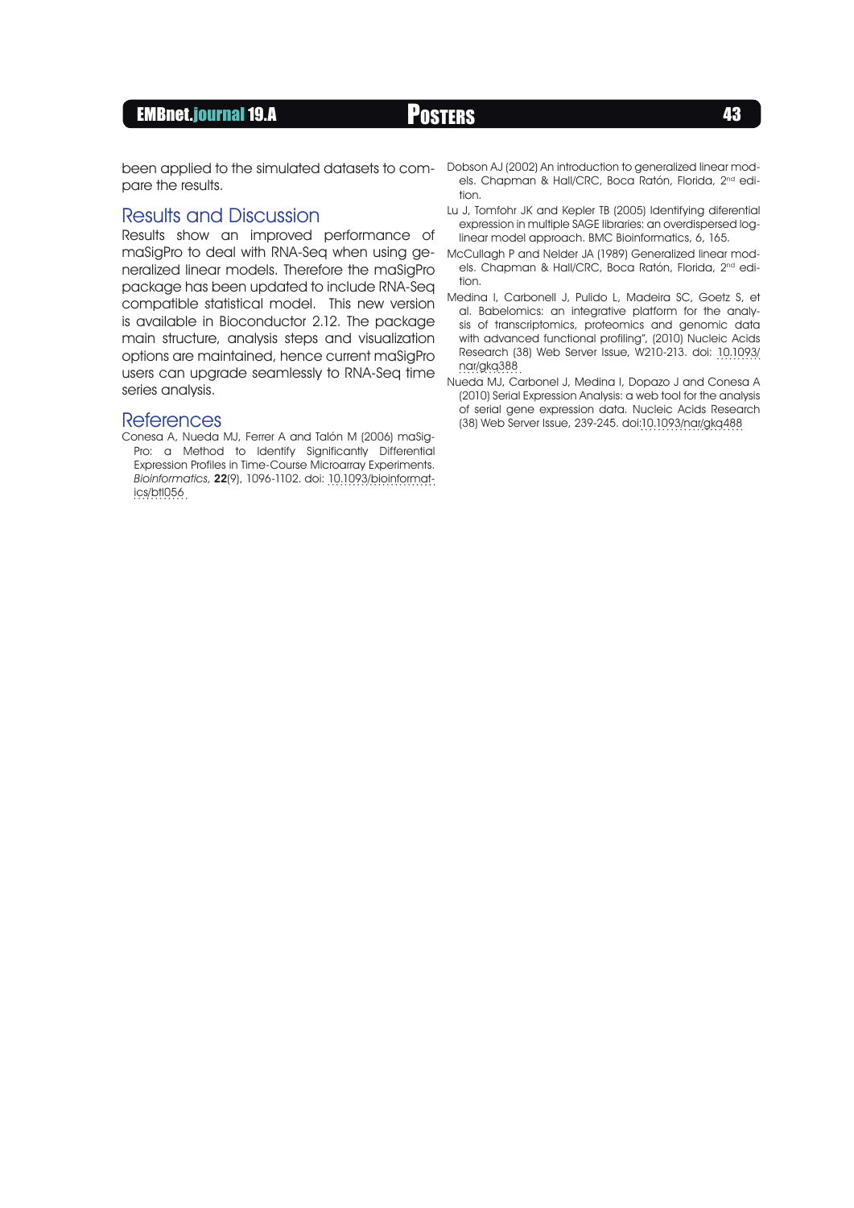been applied to the simulated datasets to compare the results.

## Results and Discussion

Results show an improved performance of maSigPro to deal with RNA-Seq when using generalized linear models. Therefore the maSigPro package has been updated to include RNA-Seq compatible statistical model. This new version is available in Bioconductor 2.12. The package main structure, analysis steps and visualization options are maintained, hence current maSigPro users can upgrade seamlessly to RNA-Seq time series analysis.

## References

Conesa A, Nueda MJ, Ferrer A and Talón M (2006) maSigPro: a Method to Identify Significantly Differential Expression Profiles in Time-Course Microarray Experiments. *Bioinformatics*, **22**(9), 1096-1102. doi: 10.1093/bioinformatics/btl056

Dobson AJ (2002) An introduction to generalized linear models. Chapman & Hall/CRC, Boca Ratón, Florida, 2nd edition.

Lu J, Tomfohr JK and Kepler TB (2005) Identifying diferential expression in multiple SAGE libraries: an overdispersed log-linear model approach. BMC Bioinformatics, 6, 165.

McCullagh P and Nelder JA (1989) Generalized linear models. Chapman & Hall/CRC, Boca Ratón, Florida, 2nd edition.

Medina I, Carbonell J, Pulido L, Madeira SC, Goetz S, et al. Babelomics: an integrative platform for the analysis of transcriptomics, proteomics and genomic data with advanced functional profiling", (2010) Nucleic Acids Research (38) Web Server Issue, W210-213. doi: 10.1093/nar/gkq388

Nueda MJ, Carbonel J, Medina I, Dopazo J and Conesa A (2010) Serial Expression Analysis: a web tool for the analysis of serial gene expression data. Nucleic Acids Research (38) Web Server Issue, 239-245. doi:10.1093/nar/gkq488